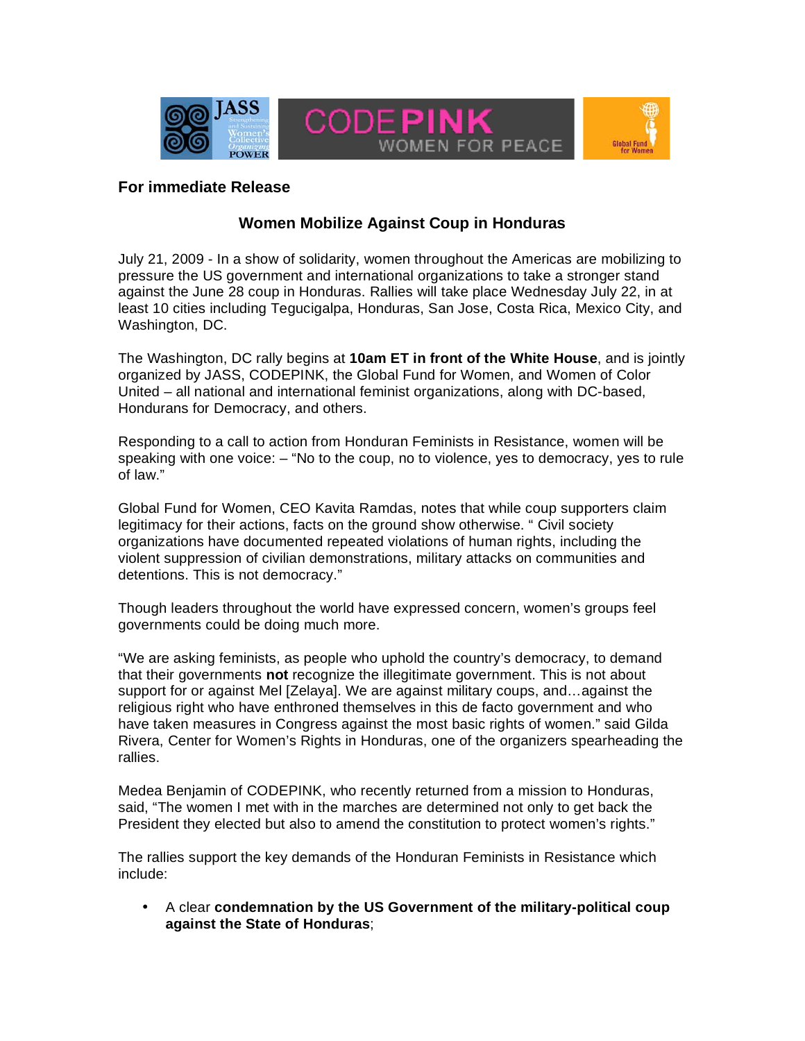**For immediate Release**

## Women Mobilize Against Coup in Honduras

July 21, 2009 - In a show of solidarity, women throughout the Americas are mobilizing to pressure the US government and international organizations to take a stronger stand against the June 28 coup in Honduras. Rallies will take place Wednesday July 22, in at least 10 cities including Tegucigalpa, Honduras, San Jose, Costa Rica, Mexico City, and Washington, DC.

The Washington, DC rally begins at **10am ET in front of the White House**, and is jointly organized by JASS, CODEPINK, the Global Fund for Women, and Women of Color United – all national and international feminist organizations, along with DC-based, Hondurans for Democracy, and others.

Responding to a call to action from Honduran Feminists in Resistance, women will be speaking with one voice: – "No to the coup, no to violence, yes to democracy, yes to rule of law."

Global Fund for Women, CEO Kavita Ramdas, notes that while coup supporters claim legitimacy for their actions, facts on the ground show otherwise. " Civil society organizations have documented repeated violations of human rights, including the violent suppression of civilian demonstrations, military attacks on communities and detentions. This is not democracy."

Though leaders throughout the world have expressed concern, women's groups feel governments could be doing much more.

"We are asking feminists, as people who uphold the country's democracy, to demand that their governments **not** recognize the illegitimate government. This is not about support for or against Mel [Zelaya]. We are against military coups, and…against the religious right who have enthroned themselves in this de facto government and who have taken measures in Congress against the most basic rights of women." said Gilda Rivera, Center for Women's Rights in Honduras, one of the organizers spearheading the rallies.

Medea Benjamin of CODEPINK, who recently returned from a mission to Honduras, said, "The women I met with in the marches are determined not only to get back the President they elected but also to amend the constitution to protect women's rights."

The rallies support the key demands of the Honduran Feminists in Resistance which include:

- A clear **condemnation by the US Government of the military-political coup against the State of Honduras**;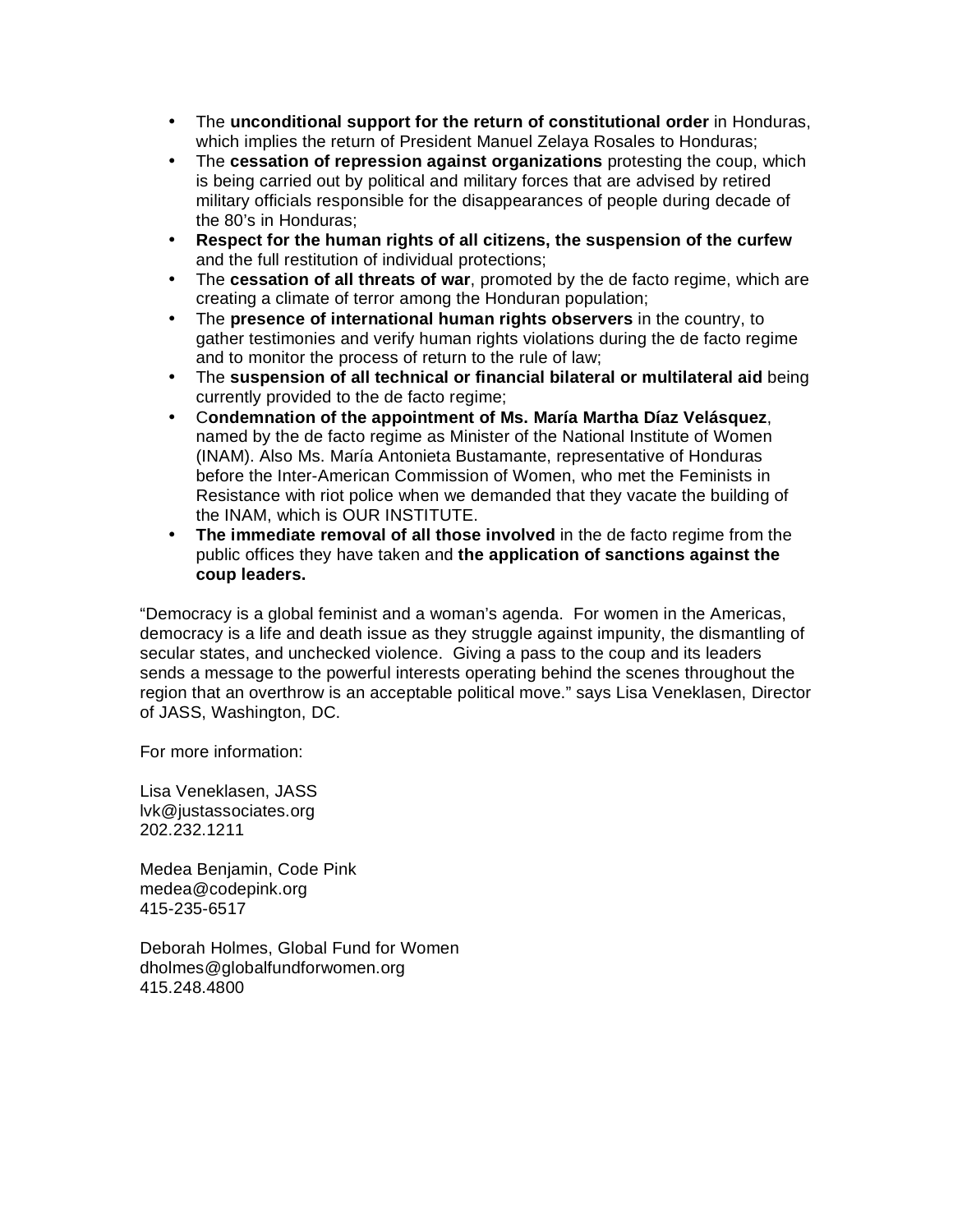- The **unconditional support for the return of constitutional order** in Honduras, which implies the return of President Manuel Zelaya Rosales to Honduras;
- The **cessation of repression against organizations** protesting the coup, which is being carried out by political and military forces that are advised by retired military officials responsible for the disappearances of people during decade of the 80's in Honduras;
- **Respect for the human rights of all citizens, the suspension of the curfew** and the full restitution of individual protections;
- The **cessation of all threats of war**, promoted by the de facto regime, which are creating a climate of terror among the Honduran population;
- The **presence of international human rights observers** in the country, to gather testimonies and verify human rights violations during the de facto regime and to monitor the process of return to the rule of law;
- The **suspension of all technical or financial bilateral or multilateral aid** being currently provided to the de facto regime;
- C**ondemnation of the appointment of Ms. María Martha Díaz Velásquez**, named by the de facto regime as Minister of the National Institute of Women (INAM). Also Ms. María Antonieta Bustamante, representative of Honduras before the Inter-American Commission of Women, who met the Feminists in Resistance with riot police when we demanded that they vacate the building of the INAM, which is OUR INSTITUTE.
- **The immediate removal of all those involved** in the de facto regime from the public offices they have taken and **the application of sanctions against the coup leaders.**

"Democracy is a global feminist and a woman's agenda. For women in the Americas, democracy is a life and death issue as they struggle against impunity, the dismantling of secular states, and unchecked violence. Giving a pass to the coup and its leaders sends a message to the powerful interests operating behind the scenes throughout the region that an overthrow is an acceptable political move." says Lisa Veneklasen, Director of JASS, Washington, DC.

For more information:

Lisa Veneklasen, JASS
lvk@justassociates.org
202.232.1211

Medea Benjamin, Code Pink
medea@codepink.org
415-235-6517

Deborah Holmes, Global Fund for Women
dholmes@globalfundforwomen.org
415.248.4800